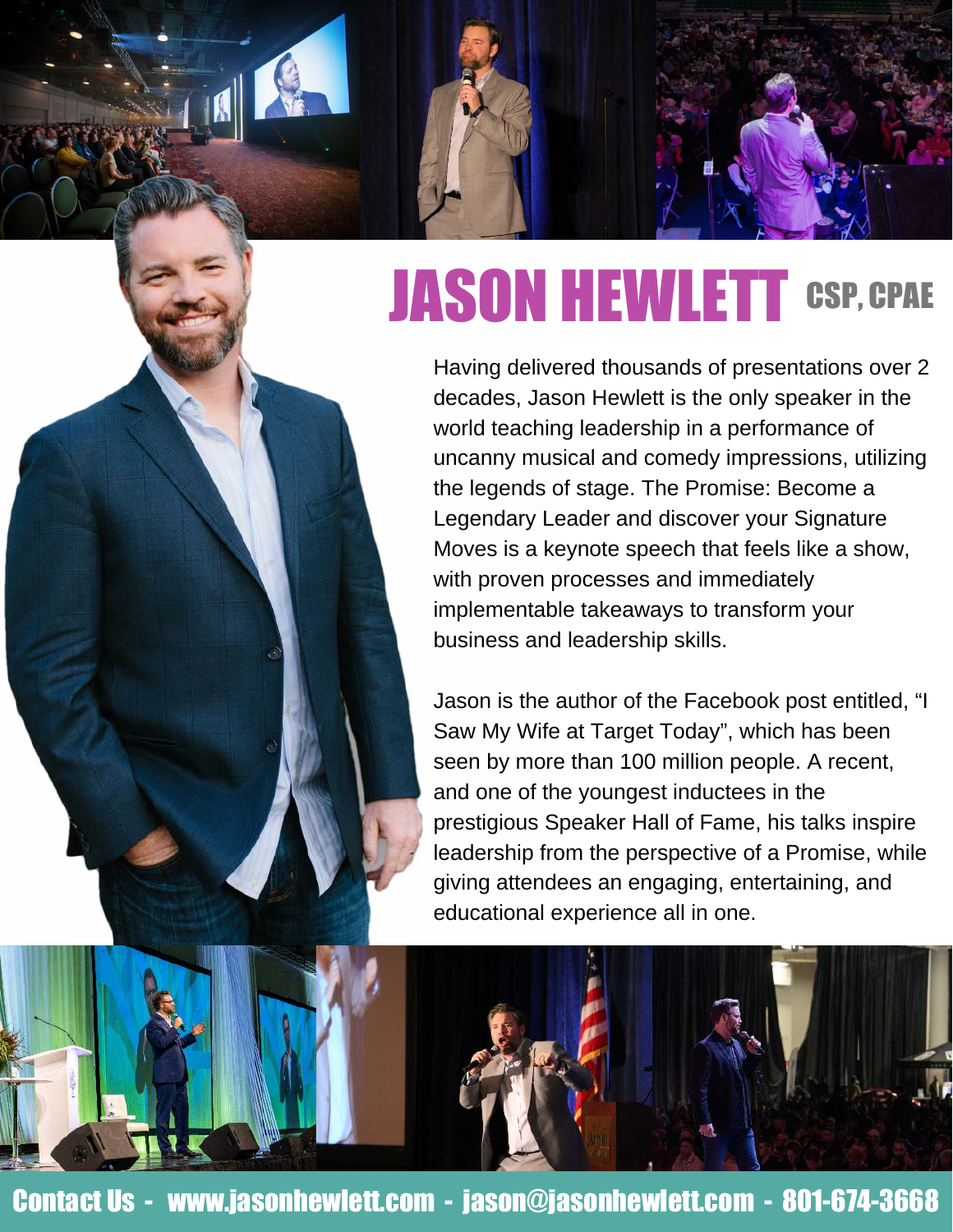# JASON HEWLETT CSP, CPAE

Having delivered thousands of presentations over 2 decades, Jason Hewlett is the only speaker in the world teaching leadership in a performance of uncanny musical and comedy impressions, utilizing the legends of stage. The Promise: Become a Legendary Leader and discover your Signature Moves is a keynote speech that feels like a show, with proven processes and immediately implementable takeaways to transform your business and leadership skills.

Jason is the author of the Facebook post entitled, "I Saw My Wife at Target Today", which has been seen by more than 100 million people. A recent, and one of the youngest inductees in the prestigious Speaker Hall of Fame, his talks inspire leadership from the perspective of a Promise, while giving attendees an engaging, entertaining, and educational experience all in one.

**Contact Us - www.jasonhewlett.com - jason@jasonhewlett.com - 801-674-3668**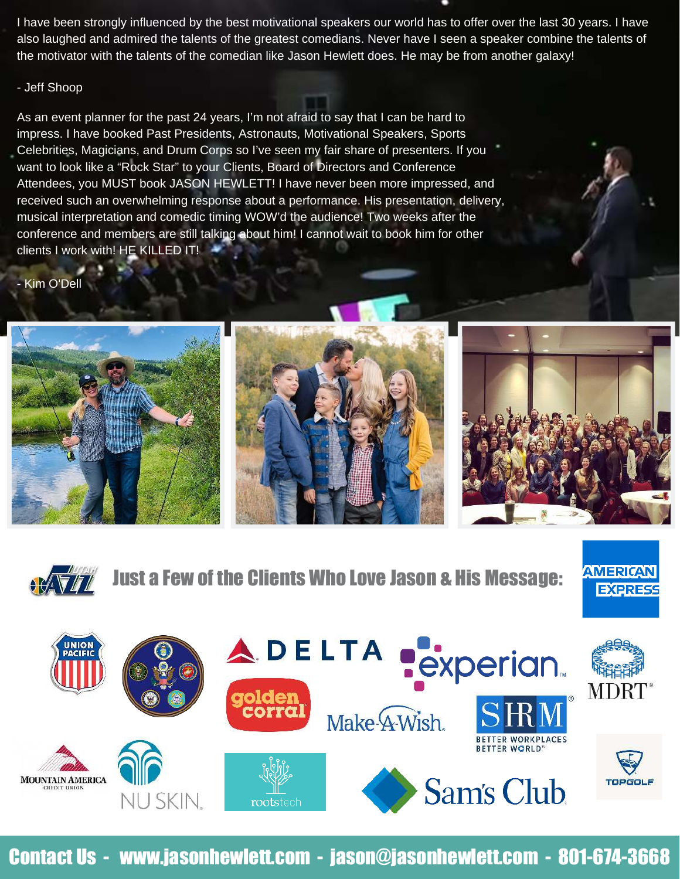I have been strongly influenced by the best motivational speakers our world has to offer over the last 30 years. I have also laughed and admired the talents of the greatest comedians. Never have I seen a speaker combine the talents of the motivator with the talents of the comedian like Jason Hewlett does. He may be from another galaxy!

- Jeff Shoop

As an event planner for the past 24 years, I'm not afraid to say that I can be hard to impress. I have booked Past Presidents, Astronauts, Motivational Speakers, Sports Celebrities, Magicians, and Drum Corps so I've seen my fair share of presenters. If you want to look like a "Rock Star" to your Clients, Board of Directors and Conference Attendees, you MUST book JASON HEWLETT! I have never been more impressed, and received such an overwhelming response about a performance. His presentation, delivery, musical interpretation and comedic timing WOW'd the audience! Two weeks after the conference and members are still talking about him! I cannot wait to book him for other clients I work with! HE KILLED IT!

- Kim O'Dell

## Just a Few of the Clients Who Love Jason & His Message:

Utah Jazz, American Express, Union Pacific, Delta, experian, MDRT, golden corral, Make-A-Wish, SHRM Better Workplaces Better World, Mountain America Credit Union, NU SKIN, rootstech, Sam's Club, TOPGOLF

**Contact Us - www.jasonhewlett.com - jason@jasonhewlett.com - 801-674-3668**